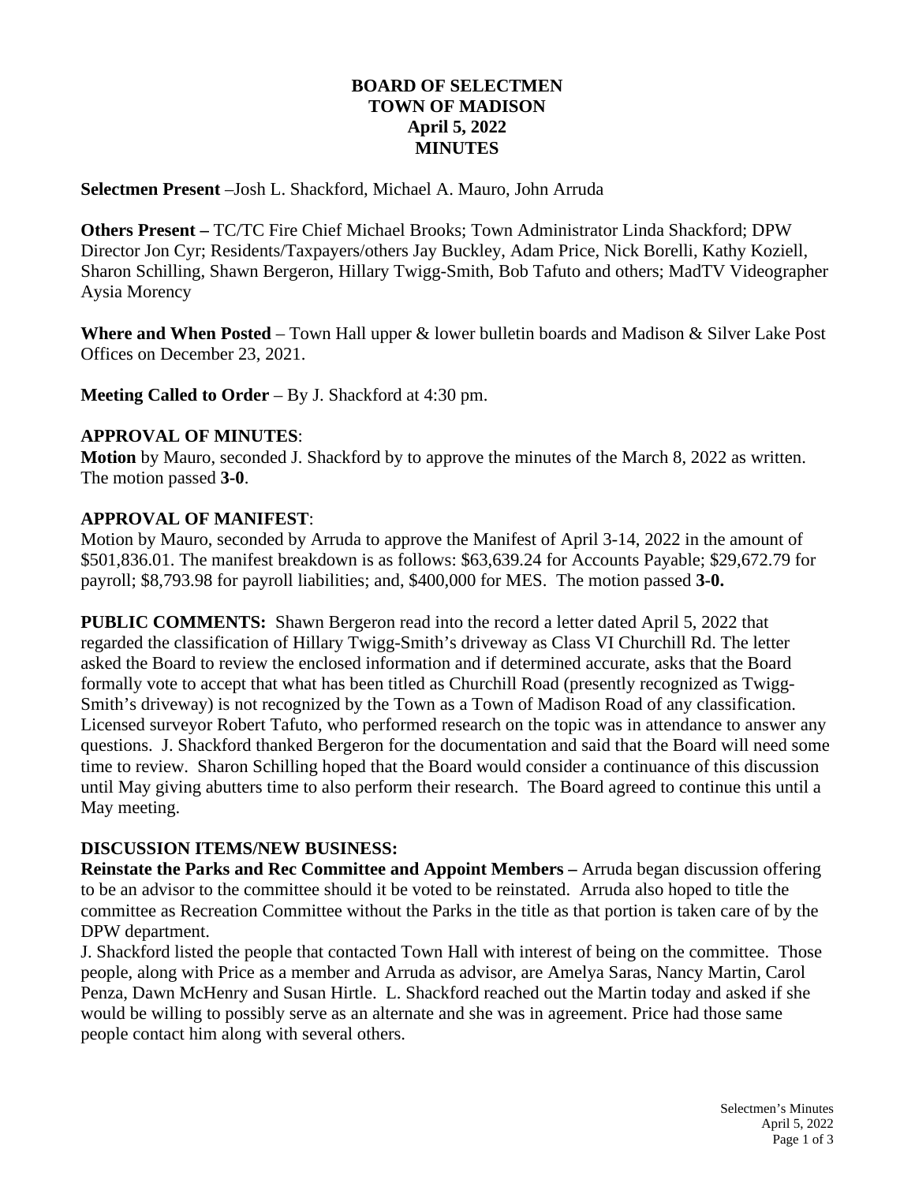# BOARD OF SELECTMEN
# TOWN OF MADISON
# April 5, 2022
# MINUTES

**Selectmen Present** –Josh L. Shackford, Michael A. Mauro, John Arruda

**Others Present –** TC/TC Fire Chief Michael Brooks; Town Administrator Linda Shackford; DPW Director Jon Cyr; Residents/Taxpayers/others Jay Buckley, Adam Price, Nick Borelli, Kathy Koziell, Sharon Schilling, Shawn Bergeron, Hillary Twigg-Smith, Bob Tafuto and others; MadTV Videographer Aysia Morency

**Where and When Posted** – Town Hall upper & lower bulletin boards and Madison & Silver Lake Post Offices on December 23, 2021.

**Meeting Called to Order** – By J. Shackford at 4:30 pm.

**APPROVAL OF MINUTES**:
**Motion** by Mauro, seconded J. Shackford by to approve the minutes of the March 8, 2022 as written. The motion passed **3-0**.

**APPROVAL OF MANIFEST**:
Motion by Mauro, seconded by Arruda to approve the Manifest of April 3-14, 2022 in the amount of $501,836.01. The manifest breakdown is as follows: $63,639.24 for Accounts Payable; $29,672.79 for payroll; $8,793.98 for payroll liabilities; and, $400,000 for MES. The motion passed **3-0.**

**PUBLIC COMMENTS:** Shawn Bergeron read into the record a letter dated April 5, 2022 that regarded the classification of Hillary Twigg-Smith's driveway as Class VI Churchill Rd. The letter asked the Board to review the enclosed information and if determined accurate, asks that the Board formally vote to accept that what has been titled as Churchill Road (presently recognized as Twigg-Smith's driveway) is not recognized by the Town as a Town of Madison Road of any classification. Licensed surveyor Robert Tafuto, who performed research on the topic was in attendance to answer any questions. J. Shackford thanked Bergeron for the documentation and said that the Board will need some time to review. Sharon Schilling hoped that the Board would consider a continuance of this discussion until May giving abutters time to also perform their research. The Board agreed to continue this until a May meeting.

**DISCUSSION ITEMS/NEW BUSINESS:**
**Reinstate the Parks and Rec Committee and Appoint Members –** Arruda began discussion offering to be an advisor to the committee should it be voted to be reinstated. Arruda also hoped to title the committee as Recreation Committee without the Parks in the title as that portion is taken care of by the DPW department.
J. Shackford listed the people that contacted Town Hall with interest of being on the committee. Those people, along with Price as a member and Arruda as advisor, are Amelya Saras, Nancy Martin, Carol Penza, Dawn McHenry and Susan Hirtle. L. Shackford reached out the Martin today and asked if she would be willing to possibly serve as an alternate and she was in agreement. Price had those same people contact him along with several others.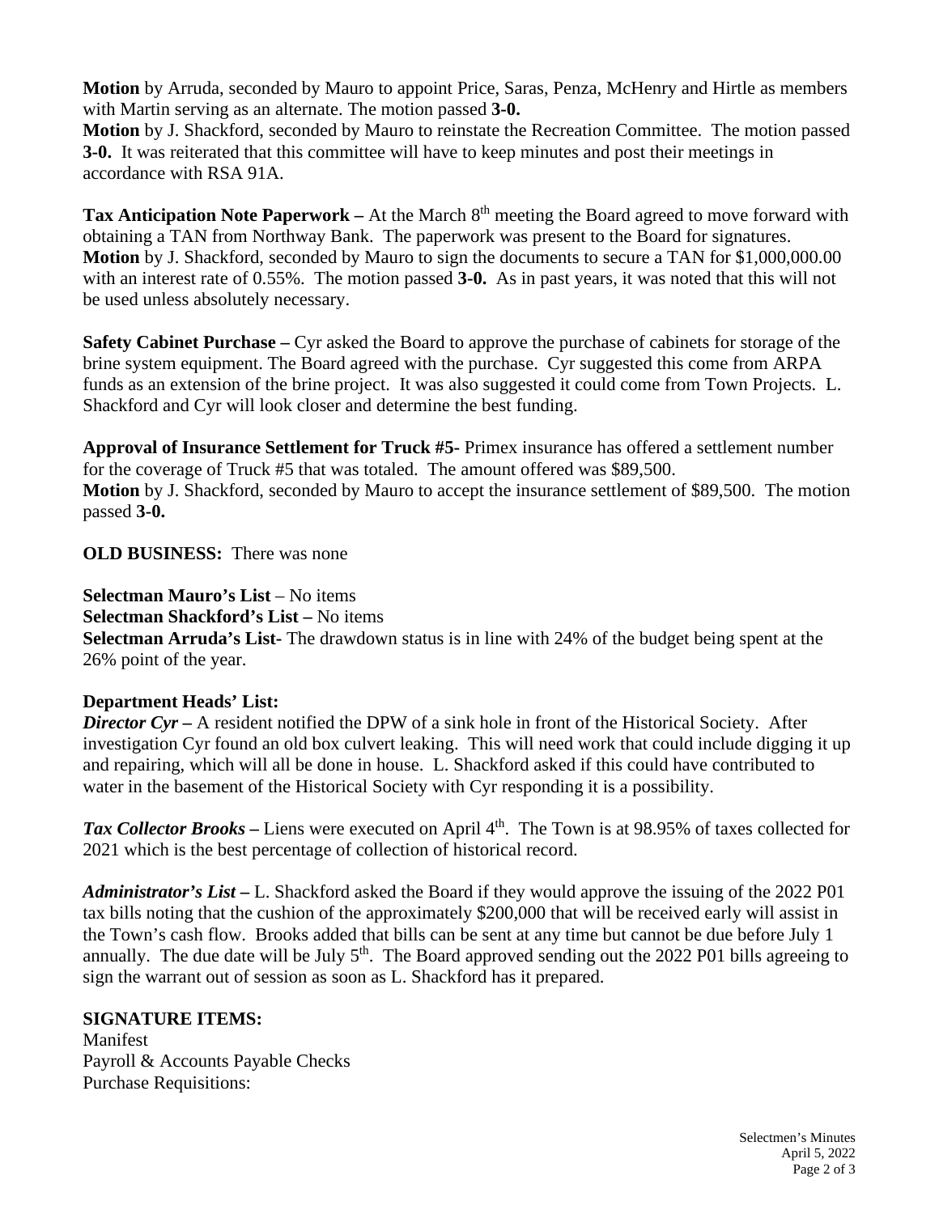**Motion** by Arruda, seconded by Mauro to appoint Price, Saras, Penza, McHenry and Hirtle as members with Martin serving as an alternate. The motion passed **3-0.**
**Motion** by J. Shackford, seconded by Mauro to reinstate the Recreation Committee. The motion passed **3-0.** It was reiterated that this committee will have to keep minutes and post their meetings in accordance with RSA 91A.

**Tax Anticipation Note Paperwork –** At the March 8th meeting the Board agreed to move forward with obtaining a TAN from Northway Bank. The paperwork was present to the Board for signatures.
**Motion** by J. Shackford, seconded by Mauro to sign the documents to secure a TAN for $1,000,000.00 with an interest rate of 0.55%. The motion passed **3-0.** As in past years, it was noted that this will not be used unless absolutely necessary.

**Safety Cabinet Purchase –** Cyr asked the Board to approve the purchase of cabinets for storage of the brine system equipment. The Board agreed with the purchase. Cyr suggested this come from ARPA funds as an extension of the brine project. It was also suggested it could come from Town Projects. L. Shackford and Cyr will look closer and determine the best funding.

**Approval of Insurance Settlement for Truck #5-** Primex insurance has offered a settlement number for the coverage of Truck #5 that was totaled. The amount offered was $89,500.
**Motion** by J. Shackford, seconded by Mauro to accept the insurance settlement of $89,500. The motion passed **3-0.**

**OLD BUSINESS:** There was none

**Selectman Mauro's List** – No items
**Selectman Shackford's List –** No items
**Selectman Arruda's List-** The drawdown status is in line with 24% of the budget being spent at the 26% point of the year.

**Department Heads' List:**
***Director Cyr –*** A resident notified the DPW of a sink hole in front of the Historical Society. After investigation Cyr found an old box culvert leaking. This will need work that could include digging it up and repairing, which will all be done in house. L. Shackford asked if this could have contributed to water in the basement of the Historical Society with Cyr responding it is a possibility.

***Tax Collector Brooks –*** Liens were executed on April 4th. The Town is at 98.95% of taxes collected for 2021 which is the best percentage of collection of historical record.

***Administrator's List –*** L. Shackford asked the Board if they would approve the issuing of the 2022 P01 tax bills noting that the cushion of the approximately $200,000 that will be received early will assist in the Town's cash flow. Brooks added that bills can be sent at any time but cannot be due before July 1 annually. The due date will be July 5th. The Board approved sending out the 2022 P01 bills agreeing to sign the warrant out of session as soon as L. Shackford has it prepared.

**SIGNATURE ITEMS:**
Manifest
Payroll & Accounts Payable Checks
Purchase Requisitions: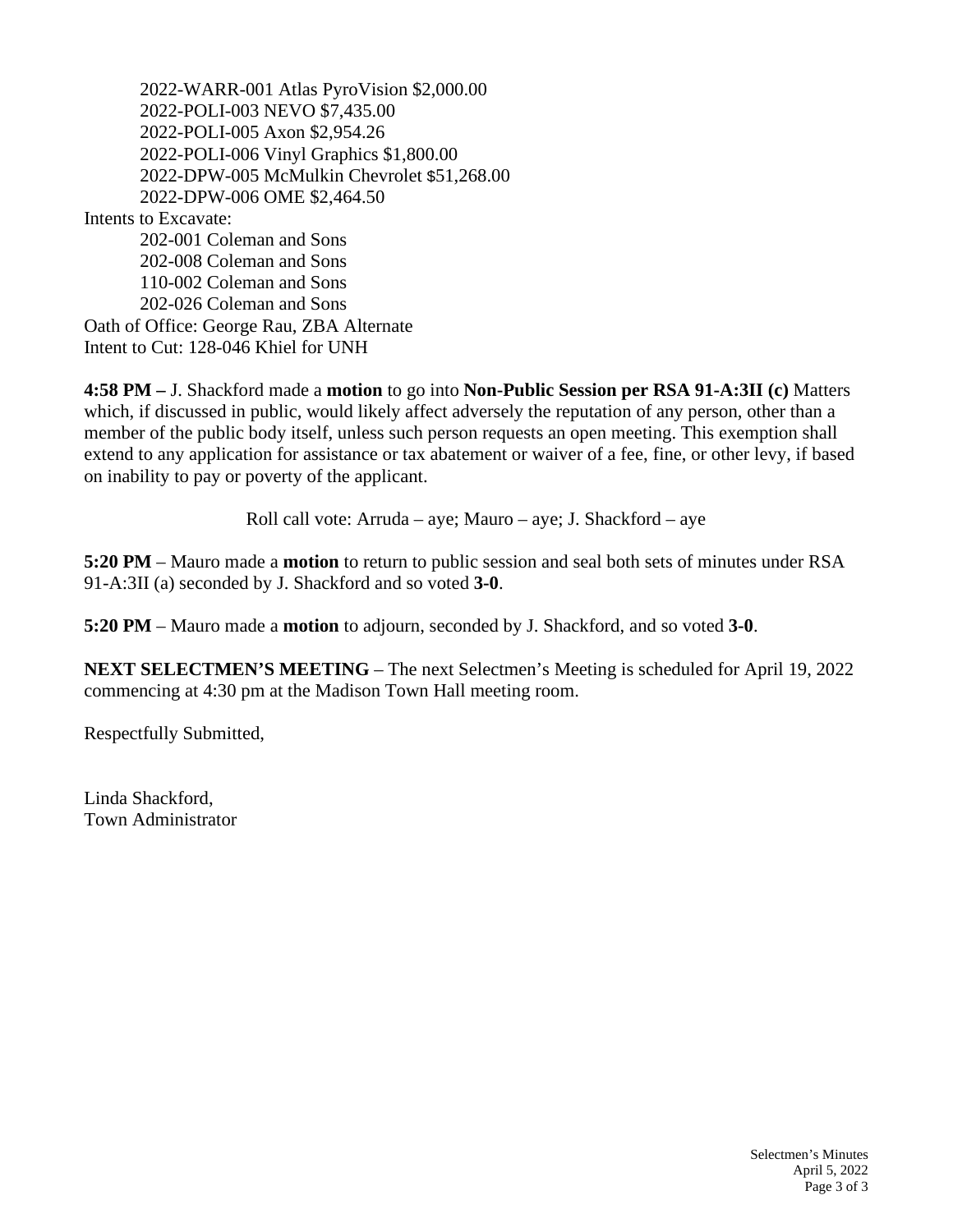2022-WARR-001 Atlas PyroVision $2,000.00
2022-POLI-003 NEVO $7,435.00
2022-POLI-005 Axon $2,954.26
2022-POLI-006 Vinyl Graphics $1,800.00
2022-DPW-005 McMulkin Chevrolet $51,268.00
2022-DPW-006 OME $2,464.50

Intents to Excavate:

202-001 Coleman and Sons
202-008 Coleman and Sons
110-002 Coleman and Sons
202-026 Coleman and Sons

Oath of Office: George Rau, ZBA Alternate
Intent to Cut: 128-046 Khiel for UNH

**4:58 PM –** J. Shackford made a **motion** to go into **Non-Public Session per RSA 91-A:3II (c)** Matters which, if discussed in public, would likely affect adversely the reputation of any person, other than a member of the public body itself, unless such person requests an open meeting. This exemption shall extend to any application for assistance or tax abatement or waiver of a fee, fine, or other levy, if based on inability to pay or poverty of the applicant.

Roll call vote: Arruda – aye; Mauro – aye; J. Shackford – aye

**5:20 PM** – Mauro made a **motion** to return to public session and seal both sets of minutes under RSA 91-A:3II (a) seconded by J. Shackford and so voted **3-0**.

**5:20 PM** – Mauro made a **motion** to adjourn, seconded by J. Shackford, and so voted **3-0**.

**NEXT SELECTMEN'S MEETING** – The next Selectmen's Meeting is scheduled for April 19, 2022 commencing at 4:30 pm at the Madison Town Hall meeting room.

Respectfully Submitted,

Linda Shackford,
Town Administrator